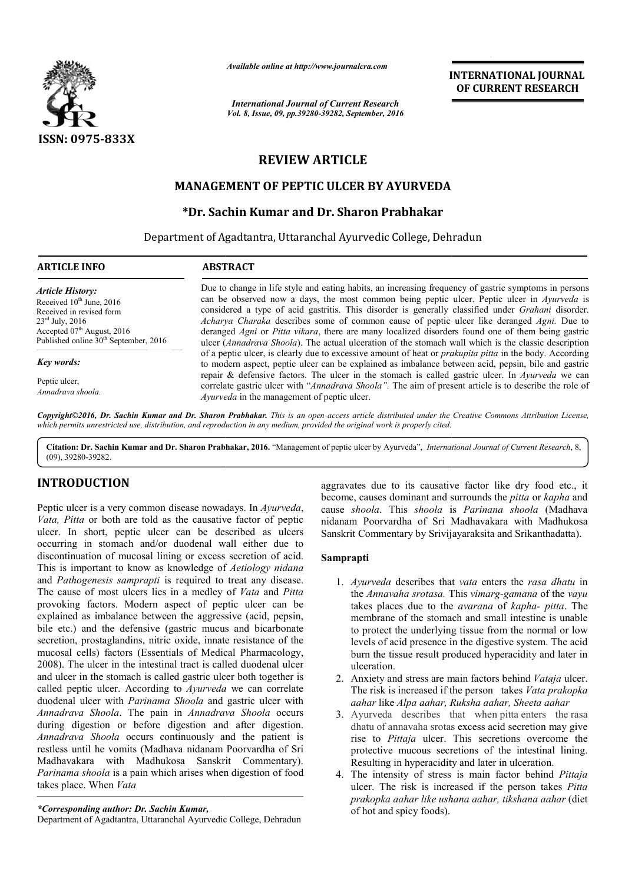*Available online at http://www.journalcra.com*

*International Journal of Current Research*
*Vol. 8, Issue, 09, pp.39280-39282, September, 2016*

**INTERNATIONAL JOURNAL OF CURRENT RESEARCH**

ISSN: 0975-833X

# REVIEW ARTICLE

# MANAGEMENT OF PEPTIC ULCER BY AYURVEDA

## \*Dr. Sachin Kumar and Dr. Sharon Prabhakar

Department of Agadtantra, Uttaranchal Ayurvedic College, Dehradun

**ARTICLE INFO**

*Article History:*
Received 10th June, 2016
Received in revised form
23rd July, 2016
Accepted 07th August, 2016
Published online 30th September, 2016

*Key words:*
Peptic ulcer,
*Annadrava shoola.*

**ABSTRACT**

Due to change in life style and eating habits, an increasing frequency of gastric symptoms in persons can be observed now a days, the most common being peptic ulcer. Peptic ulcer in *Ayurveda* is considered a type of acid gastritis. This disorder is generally classified under *Grahani* disorder. *Acharya Charaka* describes some of common cause of peptic ulcer like deranged *Agni.* Due to deranged *Agni* or *Pitta vikara*, there are many localized disorders found one of them being gastric ulcer (*Annadrava Shoola*). The actual ulceration of the stomach wall which is the classic description of a peptic ulcer, is clearly due to excessive amount of heat or *prakupita pitta* in the body. According to modern aspect, peptic ulcer can be explained as imbalance between acid, pepsin, bile and gastric repair & defensive factors. The ulcer in the stomach is called gastric ulcer. In *Ayurveda* we can correlate gastric ulcer with "*Annadrava Shoola".* The aim of present article is to describe the role of *Ayurveda* in the management of peptic ulcer.

*Copyright©2016, Dr. Sachin Kumar and Dr. Sharon Prabhakar. This is an open access article distributed under the Creative Commons Attribution License, which permits unrestricted use, distribution, and reproduction in any medium, provided the original work is properly cited.*

**Citation: Dr. Sachin Kumar and Dr. Sharon Prabhakar, 2016.** "Management of peptic ulcer by Ayurveda", *International Journal of Current Research*, 8, (09), 39280-39282.

## INTRODUCTION

Peptic ulcer is a very common disease nowadays. In *Ayurveda*, *Vata, Pitta* or both are told as the causative factor of peptic ulcer. In short, peptic ulcer can be described as ulcers occurring in stomach and/or duodenal wall either due to discontinuation of mucosal lining or excess secretion of acid. This is important to know as knowledge of *Aetiology nidana* and *Pathogenesis samprapti* is required to treat any disease. The cause of most ulcers lies in a medley of *Vata* and *Pitta* provoking factors. Modern aspect of peptic ulcer can be explained as imbalance between the aggressive (acid, pepsin, bile etc.) and the defensive (gastric mucus and bicarbonate secretion, prostaglandins, nitric oxide, innate resistance of the mucosal cells) factors (Essentials of Medical Pharmacology, 2008). The ulcer in the intestinal tract is called duodenal ulcer and ulcer in the stomach is called gastric ulcer both together is called peptic ulcer. According to *Ayurveda* we can correlate duodenal ulcer with *Parinama Shoola* and gastric ulcer with *Annadrava Shoola*. The pain in *Annadrava Shoola* occurs during digestion or before digestion and after digestion. *Annadrava Shoola* occurs continuously and the patient is restless until he vomits (Madhava nidanam Poorvardha of Sri Madhavakara with Madhukosa Sanskrit Commentary). *Parinama shoola* is a pain which arises when digestion of food takes place. When *Vata* aggravates due to its causative factor like dry food etc., it become, causes dominant and surrounds the *pitta* or *kapha* and cause *shoola*. This *shoola* is *Parinana shoola* (Madhava nidanam Poorvardha of Sri Madhavakara with Madhukosa Sanskrit Commentary by Srivijayaraksita and Srikanthadatta).

### Samprapti

1. *Ayurveda* describes that *vata* enters the *rasa dhatu* in the *Annavaha srotasa.* This *vimarg-gamana* of the *vayu* takes places due to the *avarana* of *kapha- pitta*. The membrane of the stomach and small intestine is unable to protect the underlying tissue from the normal or low levels of acid presence in the digestive system. The acid burn the tissue result produced hyperacidity and later in ulceration.
2. Anxiety and stress are main factors behind *Vataja* ulcer. The risk is increased if the person takes *Vata prakopka aahar* like *Alpa aahar, Ruksha aahar, Sheeta aahar*
3. Ayurveda describes that when pitta enters the rasa dhatu of annavaha srotas excess acid secretion may give rise to *Pittaja* ulcer. This secretions overcome the protective mucous secretions of the intestinal lining. Resulting in hyperacidity and later in ulceration.
4. The intensity of stress is main factor behind *Pittaja* ulcer. The risk is increased if the person takes *Pitta prakopka aahar like ushana aahar, tikshana aahar* (diet of hot and spicy foods).

*\*Corresponding author: Dr. Sachin Kumar,*
Department of Agadtantra, Uttaranchal Ayurvedic College, Dehradun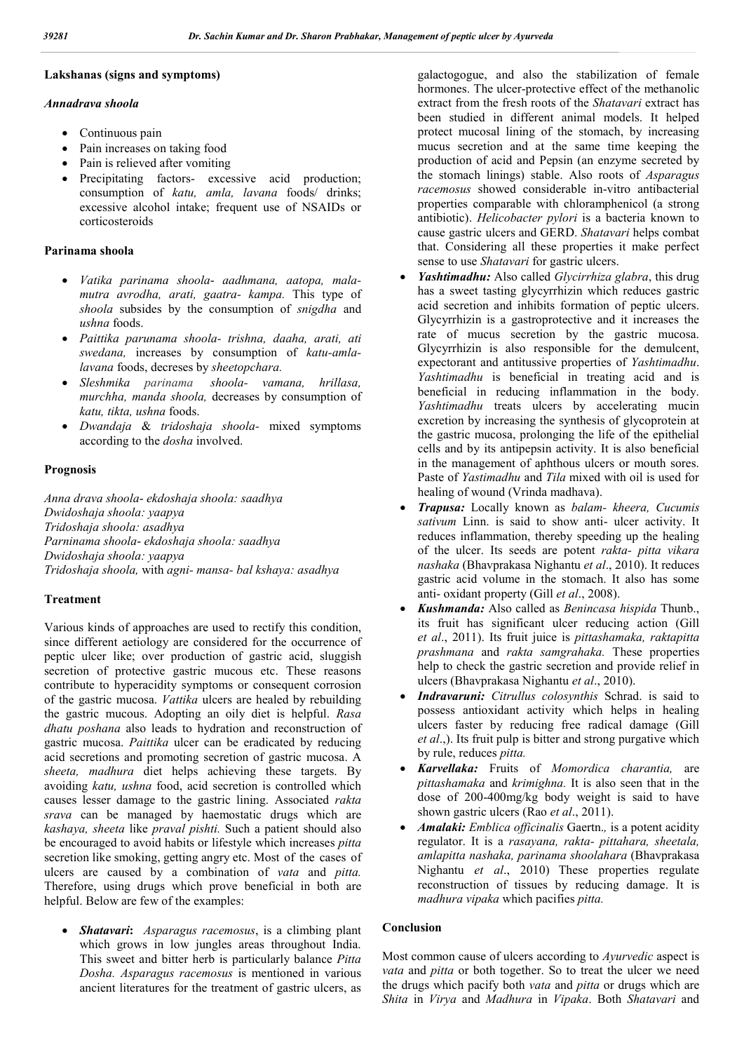### Lakshanas (signs and symptoms)

#### *Annadrava shoola*

- Continuous pain
- Pain increases on taking food
- Pain is relieved after vomiting
- Precipitating factors- excessive acid production; consumption of *katu, amla, lavana* foods/ drinks; excessive alcohol intake; frequent use of NSAIDs or corticosteroids

### Parinama shoola

- *Vatika parinama shoola- aadhmana, aatopa, mala-mutra avrodha, arati, gaatra- kampa.* This type of *shoola* subsides by the consumption of *snigdha* and *ushna* foods.
- *Paittika parunama shoola- trishna, daaha, arati, ati swedana,* increases by consumption of *katu-amla-lavana* foods, decreses by *sheetopchara.*
- *Sleshmika parinama shoola- vamana, hrillasa, murchha, manda shoola,* decreases by consumption of *katu, tikta, ushna* foods.
- *Dwandaja* & *tridoshaja shoola-* mixed symptoms according to the *dosha* involved.

### Prognosis

*Anna drava shoola- ekdoshaja shoola: saadhya*
*Dwidoshaja shoola: yaapya*
*Tridoshaja shoola: asadhya*
*Parninama shoola- ekdoshaja shoola: saadhya*
*Dwidoshaja shoola: yaapya*
*Tridoshaja shoola,* with *agni- mansa- bal kshaya: asadhya*

### Treatment

Various kinds of approaches are used to rectify this condition, since different aetiology are considered for the occurrence of peptic ulcer like; over production of gastric acid, sluggish secretion of protective gastric mucous etc. These reasons contribute to hyperacidity symptoms or consequent corrosion of the gastric mucosa. *Vattika* ulcers are healed by rebuilding the gastric mucous. Adopting an oily diet is helpful. *Rasa dhatu poshana* also leads to hydration and reconstruction of gastric mucosa. *Paittika* ulcer can be eradicated by reducing acid secretions and promoting secretion of gastric mucosa. A *sheeta, madhura* diet helps achieving these targets. By avoiding *katu, ushna* food, acid secretion is controlled which causes lesser damage to the gastric lining. Associated *rakta srava* can be managed by haemostatic drugs which are *kashaya, sheeta* like *praval pishti.* Such a patient should also be encouraged to avoid habits or lifestyle which increases *pitta* secretion like smoking, getting angry etc. Most of the cases of ulcers are caused by a combination of *vata* and *pitta.* Therefore, using drugs which prove beneficial in both are helpful. Below are few of the examples:

- ***Shatavari*:** *Asparagus racemosus*, is a climbing plant which grows in low jungles areas throughout India. This sweet and bitter herb is particularly balance *Pitta Dosha. Asparagus racemosus* is mentioned in various ancient literatures for the treatment of gastric ulcers, as galactogogue, and also the stabilization of female hormones. The ulcer-protective effect of the methanolic extract from the fresh roots of the *Shatavari* extract has been studied in different animal models. It helped protect mucosal lining of the stomach, by increasing mucus secretion and at the same time keeping the production of acid and Pepsin (an enzyme secreted by the stomach linings) stable. Also roots of *Asparagus racemosus* showed considerable in-vitro antibacterial properties comparable with chloramphenicol (a strong antibiotic). *Helicobacter pylori* is a bacteria known to cause gastric ulcers and GERD. *Shatavari* helps combat that. Considering all these properties it make perfect sense to use *Shatavari* for gastric ulcers.
- ***Yashtimadhu:*** Also called *Glycirrhiza glabra*, this drug has a sweet tasting glycyrrhizin which reduces gastric acid secretion and inhibits formation of peptic ulcers. Glycyrrhizin is a gastroprotective and it increases the rate of mucus secretion by the gastric mucosa. Glycyrrhizin is also responsible for the demulcent, expectorant and antitussive properties of *Yashtimadhu*. *Yashtimadhu* is beneficial in treating acid and is beneficial in reducing inflammation in the body. *Yashtimadhu* treats ulcers by accelerating mucin excretion by increasing the synthesis of glycoprotein at the gastric mucosa, prolonging the life of the epithelial cells and by its antipepsin activity. It is also beneficial in the management of aphthous ulcers or mouth sores. Paste of *Yastimadhu* and *Tila* mixed with oil is used for healing of wound (Vrinda madhava).
- ***Trapusa:*** Locally known as *balam- kheera, Cucumis sativum* Linn. is said to show anti- ulcer activity. It reduces inflammation, thereby speeding up the healing of the ulcer. Its seeds are potent *rakta- pitta vikara nashaka* (Bhavprakasa Nighantu *et al*., 2010). It reduces gastric acid volume in the stomach. It also has some anti- oxidant property (Gill *et al*., 2008).
- ***Kushmanda:*** Also called as *Benincasa hispida* Thunb., its fruit has significant ulcer reducing action (Gill *et al*., 2011). Its fruit juice is *pittashamaka, raktapitta prashmana* and *rakta samgrahaka.* These properties help to check the gastric secretion and provide relief in ulcers (Bhavprakasa Nighantu *et al*., 2010).
- ***Indravaruni:*** *Citrullus colosynthis* Schrad. is said to possess antioxidant activity which helps in healing ulcers faster by reducing free radical damage (Gill *et al*.,). Its fruit pulp is bitter and strong purgative which by rule, reduces *pitta.*
- ***Karvellaka:*** Fruits of *Momordica charantia,* are *pittashamaka* and *krimighna.* It is also seen that in the dose of 200-400mg/kg body weight is said to have shown gastric ulcers (Rao *et al*., 2011).
- ***Amalaki:*** *Emblica officinalis* Gaertn*.,* is a potent acidity regulator. It is a *rasayana, rakta- pittahara, sheetala, amlapitta nashaka, parinama shoolahara* (Bhavprakasa Nighantu *et al*., 2010) These properties regulate reconstruction of tissues by reducing damage. It is *madhura vipaka* which pacifies *pitta.*

### Conclusion

Most common cause of ulcers according to *Ayurvedic* aspect is *vata* and *pitta* or both together. So to treat the ulcer we need the drugs which pacify both *vata* and *pitta* or drugs which are *Shita* in *Virya* and *Madhura* in *Vipaka*. Both *Shatavari* and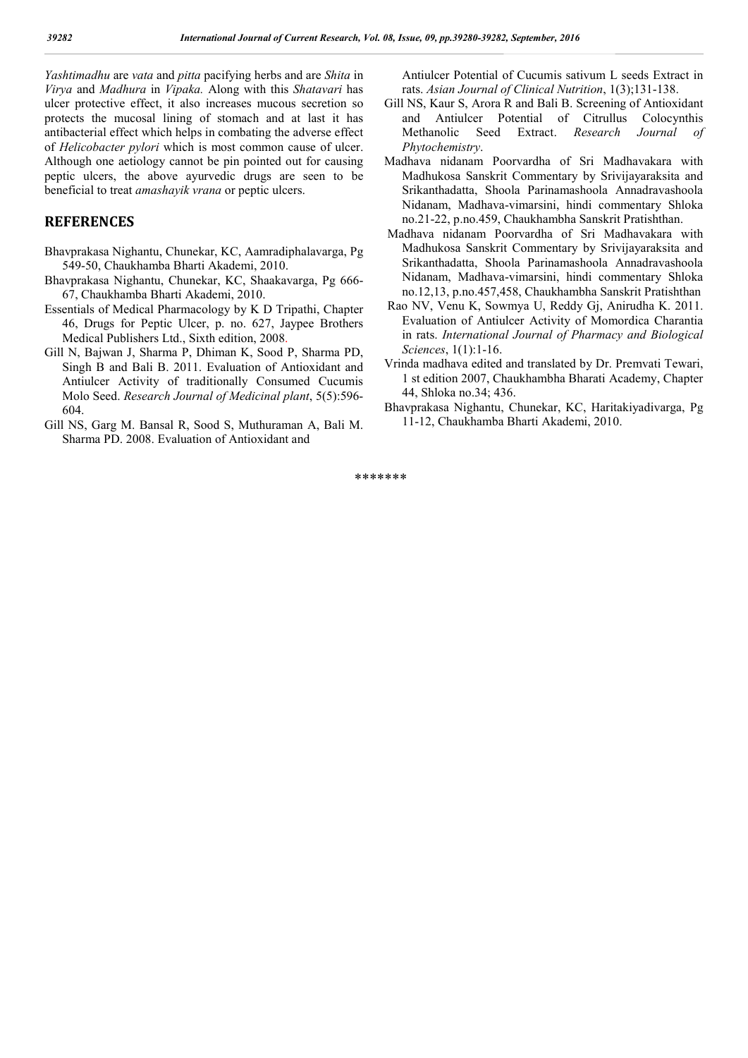*Yashtimadhu* are *vata* and *pitta* pacifying herbs and are *Shita* in *Virya* and *Madhura* in *Vipaka.* Along with this *Shatavari* has ulcer protective effect, it also increases mucous secretion so protects the mucosal lining of stomach and at last it has antibacterial effect which helps in combating the adverse effect of *Helicobacter pylori* which is most common cause of ulcer. Although one aetiology cannot be pin pointed out for causing peptic ulcers, the above ayurvedic drugs are seen to be beneficial to treat *amashayik vrana* or peptic ulcers.

## REFERENCES

Bhavprakasa Nighantu, Chunekar, KC, Aamradiphalavarga, Pg 549-50, Chaukhamba Bharti Akademi, 2010.

Bhavprakasa Nighantu, Chunekar, KC, Shaakavarga, Pg 666-67, Chaukhamba Bharti Akademi, 2010.

Essentials of Medical Pharmacology by K D Tripathi, Chapter 46, Drugs for Peptic Ulcer, p. no. 627, Jaypee Brothers Medical Publishers Ltd., Sixth edition, 2008.

Gill N, Bajwan J, Sharma P, Dhiman K, Sood P, Sharma PD, Singh B and Bali B. 2011. Evaluation of Antioxidant and Antiulcer Activity of traditionally Consumed Cucumis Molo Seed. *Research Journal of Medicinal plant*, 5(5):596-604.

Gill NS, Garg M. Bansal R, Sood S, Muthuraman A, Bali M. Sharma PD. 2008. Evaluation of Antioxidant and Antiulcer Potential of Cucumis sativum L seeds Extract in rats. *Asian Journal of Clinical Nutrition*, 1(3);131-138.

Gill NS, Kaur S, Arora R and Bali B. Screening of Antioxidant and Antiulcer Potential of Citrullus Colocynthis Methanolic Seed Extract. *Research Journal of Phytochemistry*.

Madhava nidanam Poorvardha of Sri Madhavakara with Madhukosa Sanskrit Commentary by Srivijayaraksita and Srikanthadatta, Shoola Parinamashoola Annadravashoola Nidanam, Madhava-vimarsini, hindi commentary Shloka no.21-22, p.no.459, Chaukhambha Sanskrit Pratishthan.

Madhava nidanam Poorvardha of Sri Madhavakara with Madhukosa Sanskrit Commentary by Srivijayaraksita and Srikanthadatta, Shoola Parinamashoola Annadravashoola Nidanam, Madhava-vimarsini, hindi commentary Shloka no.12,13, p.no.457,458, Chaukhambha Sanskrit Pratishthan

Rao NV, Venu K, Sowmya U, Reddy Gj, Anirudha K. 2011. Evaluation of Antiulcer Activity of Momordica Charantia in rats. *International Journal of Pharmacy and Biological Sciences*, 1(1):1-16.

Vrinda madhava edited and translated by Dr. Premvati Tewari, 1 st edition 2007, Chaukhambha Bharati Academy, Chapter 44, Shloka no.34; 436.

Bhavprakasa Nighantu, Chunekar, KC, Haritakiyadivarga, Pg 11-12, Chaukhamba Bharti Akademi, 2010.

*******